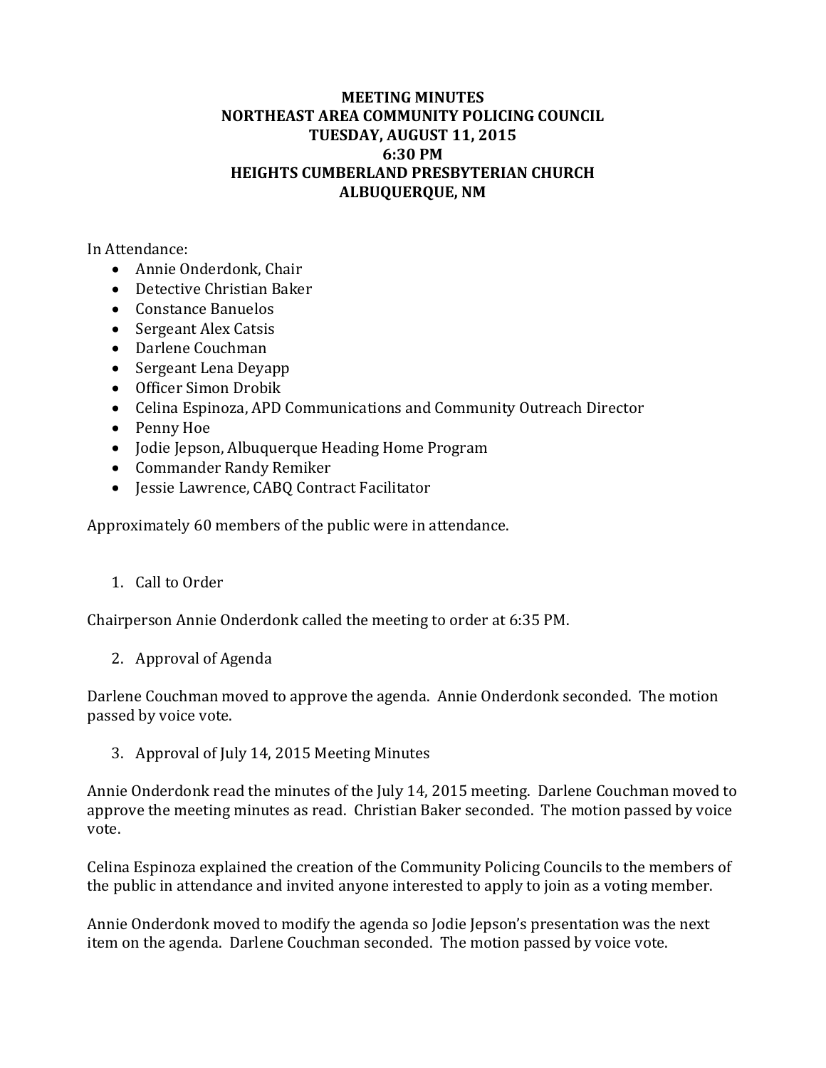# MEETING MINUTES
# NORTHEAST AREA COMMUNITY POLICING COUNCIL
# TUESDAY, AUGUST 11, 2015
# 6:30 PM
# HEIGHTS CUMBERLAND PRESBYTERIAN CHURCH
# ALBUQUERQUE, NM

In Attendance:

- Annie Onderdonk, Chair
- Detective Christian Baker
- Constance Banuelos
- Sergeant Alex Catsis
- Darlene Couchman
- Sergeant Lena Deyapp
- Officer Simon Drobik
- Celina Espinoza, APD Communications and Community Outreach Director
- Penny Hoe
- Jodie Jepson, Albuquerque Heading Home Program
- Commander Randy Remiker
- Jessie Lawrence, CABQ Contract Facilitator

Approximately 60 members of the public were in attendance.

1. Call to Order

Chairperson Annie Onderdonk called the meeting to order at 6:35 PM.

2. Approval of Agenda

Darlene Couchman moved to approve the agenda. Annie Onderdonk seconded. The motion passed by voice vote.

3. Approval of July 14, 2015 Meeting Minutes

Annie Onderdonk read the minutes of the July 14, 2015 meeting. Darlene Couchman moved to approve the meeting minutes as read. Christian Baker seconded. The motion passed by voice vote.

Celina Espinoza explained the creation of the Community Policing Councils to the members of the public in attendance and invited anyone interested to apply to join as a voting member.

Annie Onderdonk moved to modify the agenda so Jodie Jepson's presentation was the next item on the agenda. Darlene Couchman seconded. The motion passed by voice vote.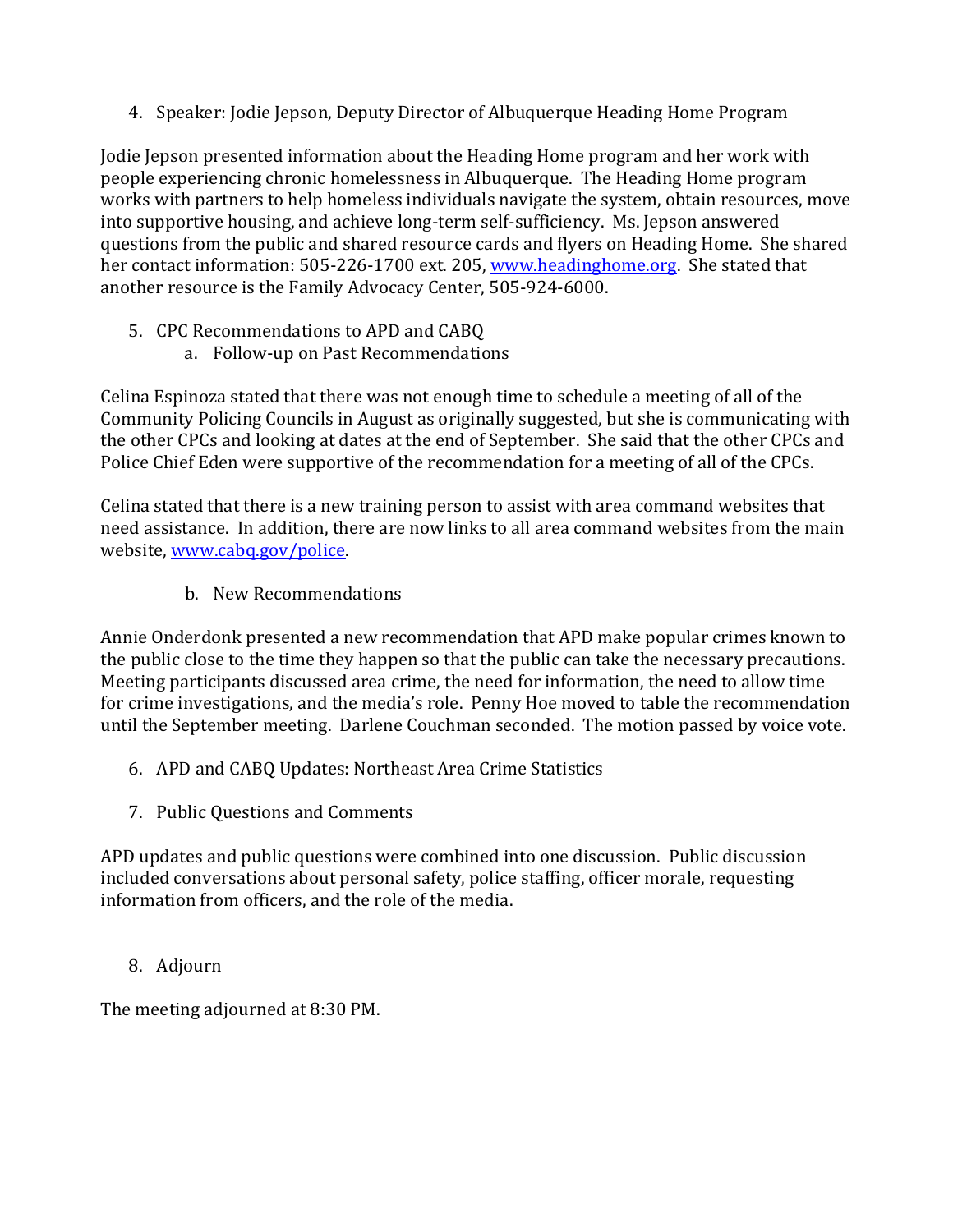4. Speaker: Jodie Jepson, Deputy Director of Albuquerque Heading Home Program

Jodie Jepson presented information about the Heading Home program and her work with people experiencing chronic homelessness in Albuquerque. The Heading Home program works with partners to help homeless individuals navigate the system, obtain resources, move into supportive housing, and achieve long-term self-sufficiency. Ms. Jepson answered questions from the public and shared resource cards and flyers on Heading Home. She shared her contact information: 505-226-1700 ext. 205, [www.headinghome.org](http://www.headinghome.org). She stated that another resource is the Family Advocacy Center, 505-924-6000.

5. CPC Recommendations to APD and CABQ
   a. Follow-up on Past Recommendations

Celina Espinoza stated that there was not enough time to schedule a meeting of all of the Community Policing Councils in August as originally suggested, but she is communicating with the other CPCs and looking at dates at the end of September. She said that the other CPCs and Police Chief Eden were supportive of the recommendation for a meeting of all of the CPCs.

Celina stated that there is a new training person to assist with area command websites that need assistance. In addition, there are now links to all area command websites from the main website, [www.cabq.gov/police](http://www.cabq.gov/police).

   b. New Recommendations

Annie Onderdonk presented a new recommendation that APD make popular crimes known to the public close to the time they happen so that the public can take the necessary precautions. Meeting participants discussed area crime, the need for information, the need to allow time for crime investigations, and the media's role. Penny Hoe moved to table the recommendation until the September meeting. Darlene Couchman seconded. The motion passed by voice vote.

6. APD and CABQ Updates: Northeast Area Crime Statistics

7. Public Questions and Comments

APD updates and public questions were combined into one discussion. Public discussion included conversations about personal safety, police staffing, officer morale, requesting information from officers, and the role of the media.

8. Adjourn

The meeting adjourned at 8:30 PM.